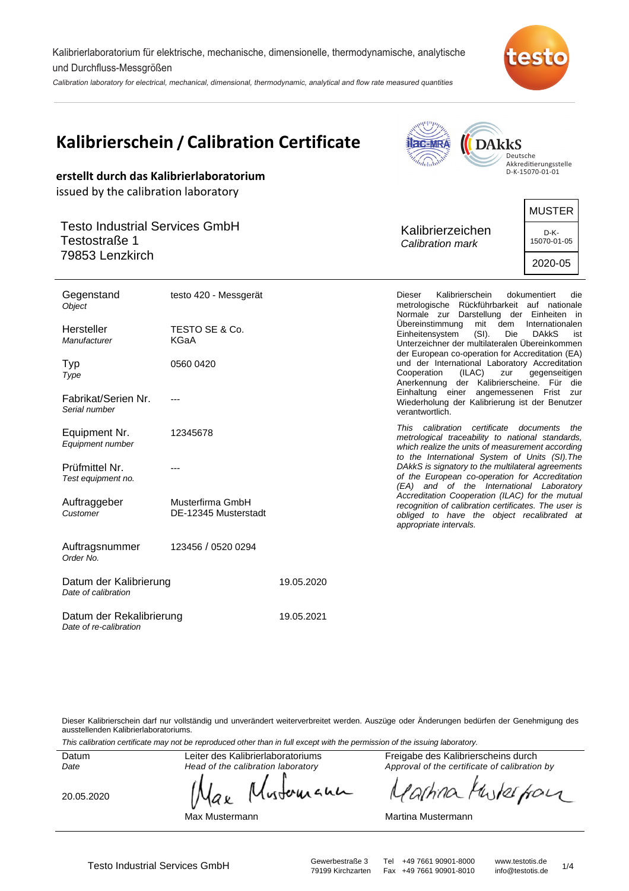Kalibrierlaboratorium für elektrische, mechanische, dimensionelle, thermodynamische, analytische und Durchfluss-Messgrößen

*Calibration laboratory for electrical, mechanical, dimensional, thermodynamic, analytical and flow rate measured quantities*

# Kalibrierschein / Calibration Certificate

DAkkS Deutsche Akkreditierungsstelle D-K-15070-01-01

**erstellt durch das Kalibrierlaboratorium**

issued by the calibration laboratory

Testo Industrial Services GmbH
Testostraße 1
79853 Lenzkirch

Kalibrierzeichen
*Calibration mark*

| MUSTER |
|---|
| D-K-15070-01-05 |
| 2020-05 |

| | |
|---|---|
| Gegenstand *Object* | testo 420 - Messgerät |
| Hersteller *Manufacturer* | TESTO SE & Co. KGaA |
| Typ *Type* | 0560 0420 |
| Fabrikat/Serien Nr. *Serial number* | --- |
| Equipment Nr. *Equipment number* | 12345678 |
| Prüfmittel Nr. *Test equipment no.* | --- |
| Auftraggeber *Customer* | Musterfirma GmbH DE-12345 Musterstadt |
| Auftragsnummer *Order No.* | 123456 / 0520 0294 |
| Datum der Kalibrierung *Date of calibration* | 19.05.2020 |
| Datum der Rekalibrierung *Date of re-calibration* | 19.05.2021 |

Dieser Kalibrierschein dokumentiert die metrologische Rückführbarkeit auf nationale Normale zur Darstellung der Einheiten in Übereinstimmung mit dem Internationalen Einheitensystem (SI). Die DAkkS ist Unterzeichner der multilateralen Übereinkommen der European co-operation for Accreditation (EA) und der International Laboratory Accreditation Cooperation (ILAC) zur gegenseitigen Anerkennung der Kalibrierscheine. Für die Einhaltung einer angemessenen Frist zur Wiederholung der Kalibrierung ist der Benutzer verantwortlich.

*This calibration certificate documents the metrological traceability to national standards, which realize the units of measurement according to the International System of Units (SI).The DAkkS is signatory to the multilateral agreements of the European co-operation for Accreditation (EA) and of the International Laboratory Accreditation Cooperation (ILAC) for the mutual recognition of calibration certificates. The user is obliged to have the object recalibrated at appropriate intervals.*

Dieser Kalibrierschein darf nur vollständig und unverändert weiterverbreitet werden. Auszüge oder Änderungen bedürfen der Genehmigung des ausstellenden Kalibrierlaboratoriums.

*This calibration certificate may not be reproduced other than in full except with the permission of the issuing laboratory.*

| Datum *Date* | Leiter des Kalibrierlaboratoriums *Head of the calibration laboratory* | Freigabe des Kalibrierscheins durch *Approval of the certificate of calibration by* |
|---|---|---|
| 20.05.2020 | Max Mustermann | Martina Mustermann |

Testo Industrial Services GmbH · Gewerbestraße 3, 79199 Kirchzarten · Tel +49 7661 90901-8000 · Fax +49 7661 90901-8010 · www.testotis.de · info@testotis.de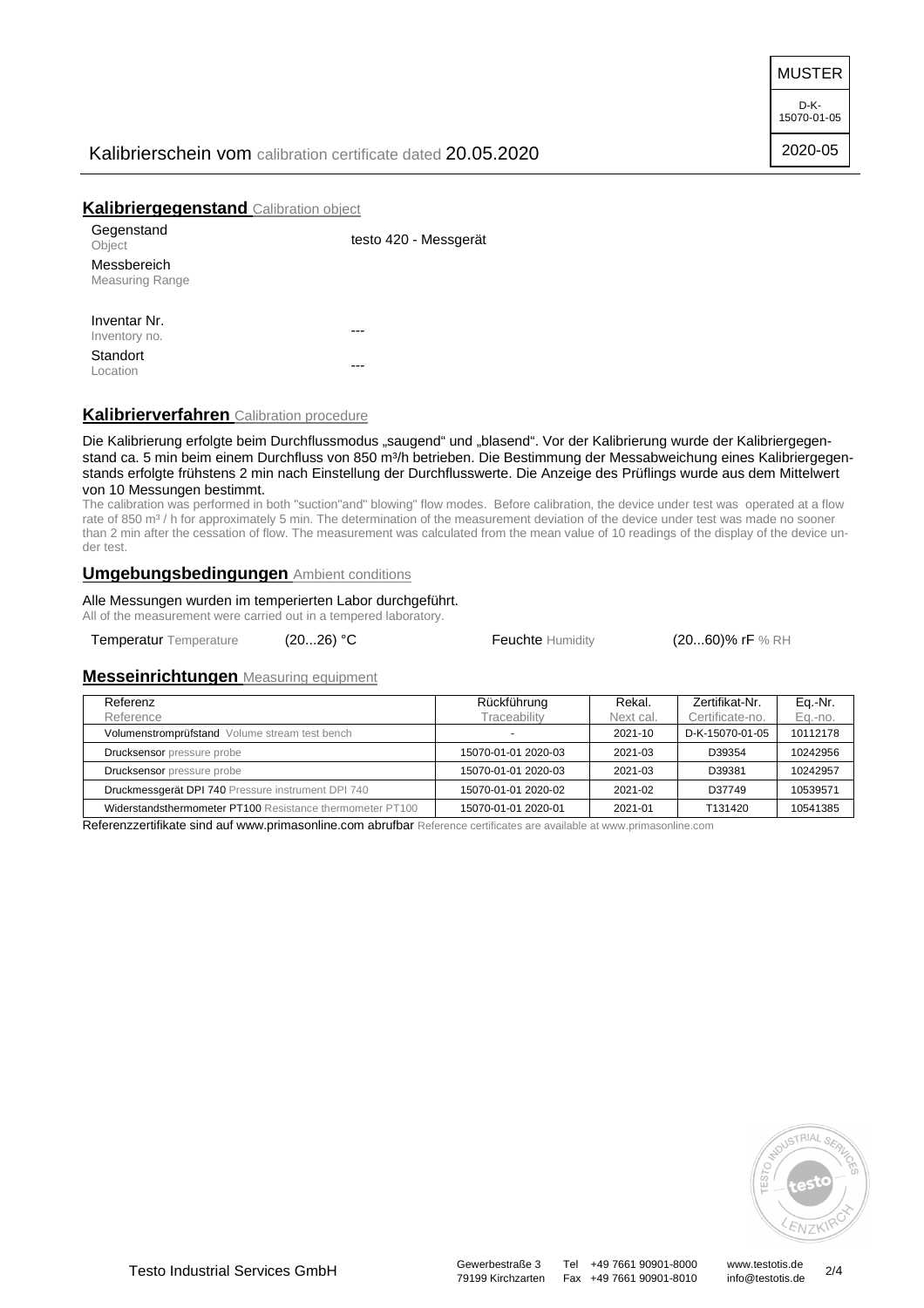MUSTER

D-K-15070-01-05

2020-05

Kalibrierschein vom calibration certificate dated 20.05.2020

## Kalibriergegenstand Calibration object

| | |
|---|---|
| Gegenstand Object | testo 420 - Messgerät |
| Messbereich Measuring Range | |
| Inventar Nr. Inventory no. | --- |
| Standort Location | --- |

## Kalibrierverfahren Calibration procedure

Die Kalibrierung erfolgte beim Durchflussmodus „saugend“ und „blasend“. Vor der Kalibrierung wurde der Kalibriergegenstand ca. 5 min beim einem Durchfluss von 850 m³/h betrieben. Die Bestimmung der Messabweichung eines Kalibriergegenstands erfolgte frühstens 2 min nach Einstellung der Durchflusswerte. Die Anzeige des Prüflings wurde aus dem Mittelwert von 10 Messungen bestimmt.

The calibration was performed in both "suction"and" blowing" flow modes. Before calibration, the device under test was operated at a flow rate of 850 m³ / h for approximately 5 min. The determination of the measurement deviation of the device under test was made no sooner than 2 min after the cessation of flow. The measurement was calculated from the mean value of 10 readings of the display of the device under test.

## Umgebungsbedingungen Ambient conditions

Alle Messungen wurden im temperierten Labor durchgeführt.
All of the measurement were carried out in a tempered laboratory.

Temperatur Temperature (20...26) °C Feuchte Humidity (20...60)% rF % RH

## Messeinrichtungen Measuring equipment

| Referenz Reference | Rückführung Traceability | Rekal. Next cal. | Zertifikat-Nr. Certificate-no. | Eq.-Nr. Eq.-no. |
|---|---|---|---|---|
| Volumenstromprüfstand Volume stream test bench | - | 2021-10 | D-K-15070-01-05 | 10112178 |
| Drucksensor pressure probe | 15070-01-01 2020-03 | 2021-03 | D39354 | 10242956 |
| Drucksensor pressure probe | 15070-01-01 2020-03 | 2021-03 | D39381 | 10242957 |
| Druckmessgerät DPI 740 Pressure instrument DPI 740 | 15070-01-01 2020-02 | 2021-02 | D37749 | 10539571 |
| Widerstandsthermometer PT100 Resistance thermometer PT100 | 15070-01-01 2020-01 | 2021-01 | T131420 | 10541385 |

Referenzzertifikate sind auf www.primasonline.com abrufbar Reference certificates are available at www.primasonline.com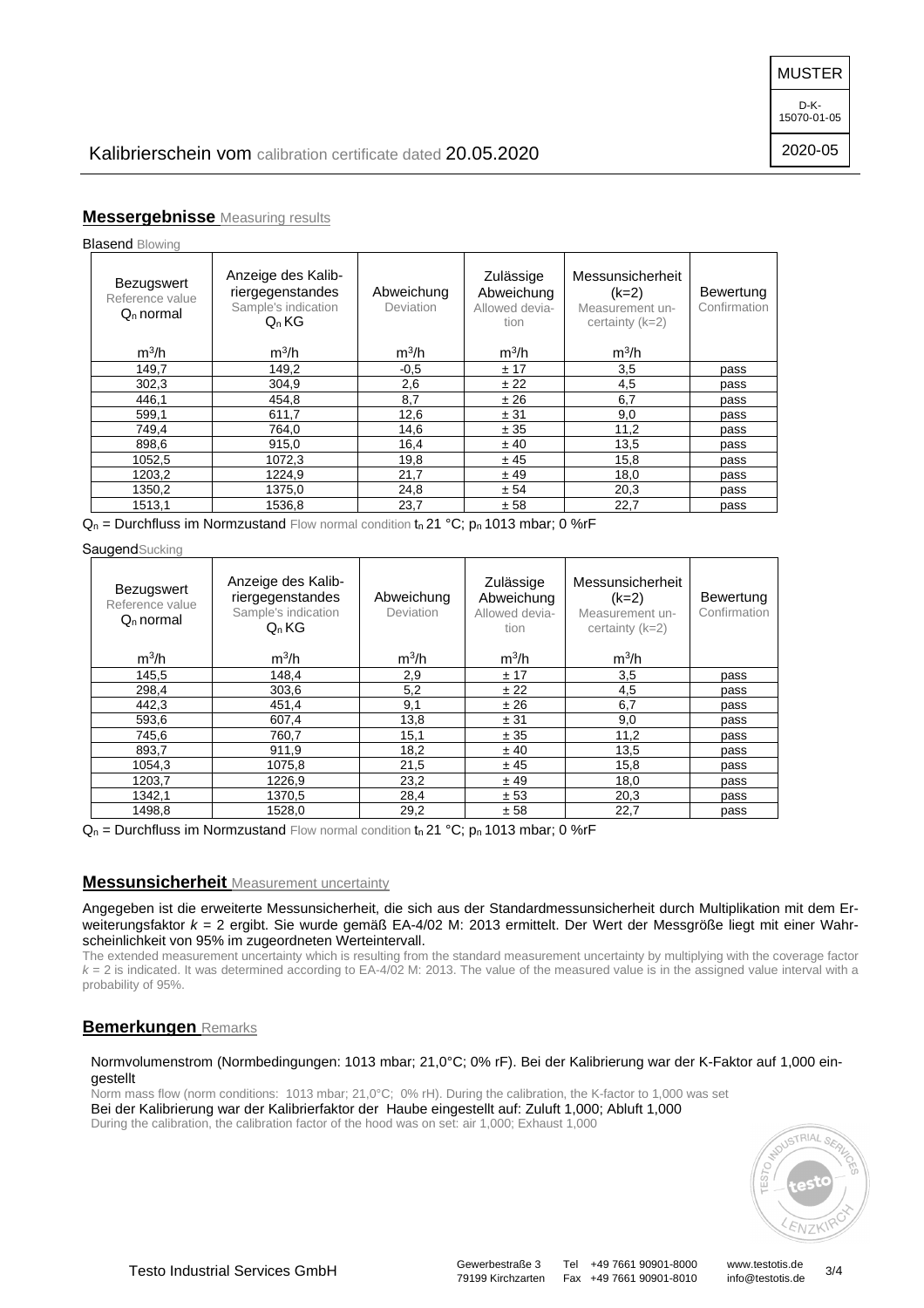MUSTER

D-K-15070-01-05

2020-05

Kalibrierschein vom calibration certificate dated 20.05.2020

## Messergebnisse Measuring results

Blasend Blowing

| Bezugswert Reference value $Q_n$ normal | Anzeige des Kalibriergegenstandes Sample's indication $Q_n$ KG | Abweichung Deviation | Zulässige Abweichung Allowed deviation | Messunsicherheit (k=2) Measurement uncertainty (k=2) | Bewertung Confirmation |
|---|---|---|---|---|---|
| $m^3/h$ | $m^3/h$ | $m^3/h$ | $m^3/h$ | $m^3/h$ | |
| 149,7 | 149,2 | -0,5 | ± 17 | 3,5 | pass |
| 302,3 | 304,9 | 2,6 | ± 22 | 4,5 | pass |
| 446,1 | 454,8 | 8,7 | ± 26 | 6,7 | pass |
| 599,1 | 611,7 | 12,6 | ± 31 | 9,0 | pass |
| 749,4 | 764,0 | 14,6 | ± 35 | 11,2 | pass |
| 898,6 | 915,0 | 16,4 | ± 40 | 13,5 | pass |
| 1052,5 | 1072,3 | 19,8 | ± 45 | 15,8 | pass |
| 1203,2 | 1224,9 | 21,7 | ± 49 | 18,0 | pass |
| 1350,2 | 1375,0 | 24,8 | ± 54 | 20,3 | pass |
| 1513,1 | 1536,8 | 23,7 | ± 58 | 22,7 | pass |

$Q_n$ = Durchfluss im Normzustand Flow normal condition $t_n$ 21 °C; $p_n$ 1013 mbar; 0 %rF

Saugend Sucking

| Bezugswert Reference value $Q_n$ normal | Anzeige des Kalibriergegenstandes Sample's indication $Q_n$ KG | Abweichung Deviation | Zulässige Abweichung Allowed deviation | Messunsicherheit (k=2) Measurement uncertainty (k=2) | Bewertung Confirmation |
|---|---|---|---|---|---|
| $m^3/h$ | $m^3/h$ | $m^3/h$ | $m^3/h$ | $m^3/h$ | |
| 145,5 | 148,4 | 2,9 | ± 17 | 3,5 | pass |
| 298,4 | 303,6 | 5,2 | ± 22 | 4,5 | pass |
| 442,3 | 451,4 | 9,1 | ± 26 | 6,7 | pass |
| 593,6 | 607,4 | 13,8 | ± 31 | 9,0 | pass |
| 745,6 | 760,7 | 15,1 | ± 35 | 11,2 | pass |
| 893,7 | 911,9 | 18,2 | ± 40 | 13,5 | pass |
| 1054,3 | 1075,8 | 21,5 | ± 45 | 15,8 | pass |
| 1203,7 | 1226,9 | 23,2 | ± 49 | 18,0 | pass |
| 1342,1 | 1370,5 | 28,4 | ± 53 | 20,3 | pass |
| 1498,8 | 1528,0 | 29,2 | ± 58 | 22,7 | pass |

$Q_n$ = Durchfluss im Normzustand Flow normal condition $t_n$ 21 °C; $p_n$ 1013 mbar; 0 %rF

## Messunsicherheit Measurement uncertainty

Angegeben ist die erweiterte Messunsicherheit, die sich aus der Standardmessunsicherheit durch Multiplikation mit dem Erweiterungsfaktor $k$ = 2 ergibt. Sie wurde gemäß EA-4/02 M: 2013 ermittelt. Der Wert der Messgröße liegt mit einer Wahrscheinlichkeit von 95% im zugeordneten Werteintervall.

The extended measurement uncertainty which is resulting from the standard measurement uncertainty by multiplying with the coverage factor $k$ = 2 is indicated. It was determined according to EA-4/02 M: 2013. The value of the measured value is in the assigned value interval with a probability of 95%.

## Bemerkungen Remarks

Normvolumenstrom (Normbedingungen: 1013 mbar; 21,0°C; 0% rF). Bei der Kalibrierung war der K-Faktor auf 1,000 eingestellt

Norm mass flow (norm conditions: 1013 mbar; 21,0°C; 0% rH). During the calibration, the K-factor to 1,000 was set

Bei der Kalibrierung war der Kalibrierfaktor der Haube eingestellt auf: Zuluft 1,000; Abluft 1,000

During the calibration, the calibration factor of the hood was on set: air 1,000; Exhaust 1,000

Testo Industrial Services GmbH | Gewerbestraße 3, 79199 Kirchzarten | Tel +49 7661 90901-8000, Fax +49 7661 90901-8010 | www.testotis.de, info@testotis.de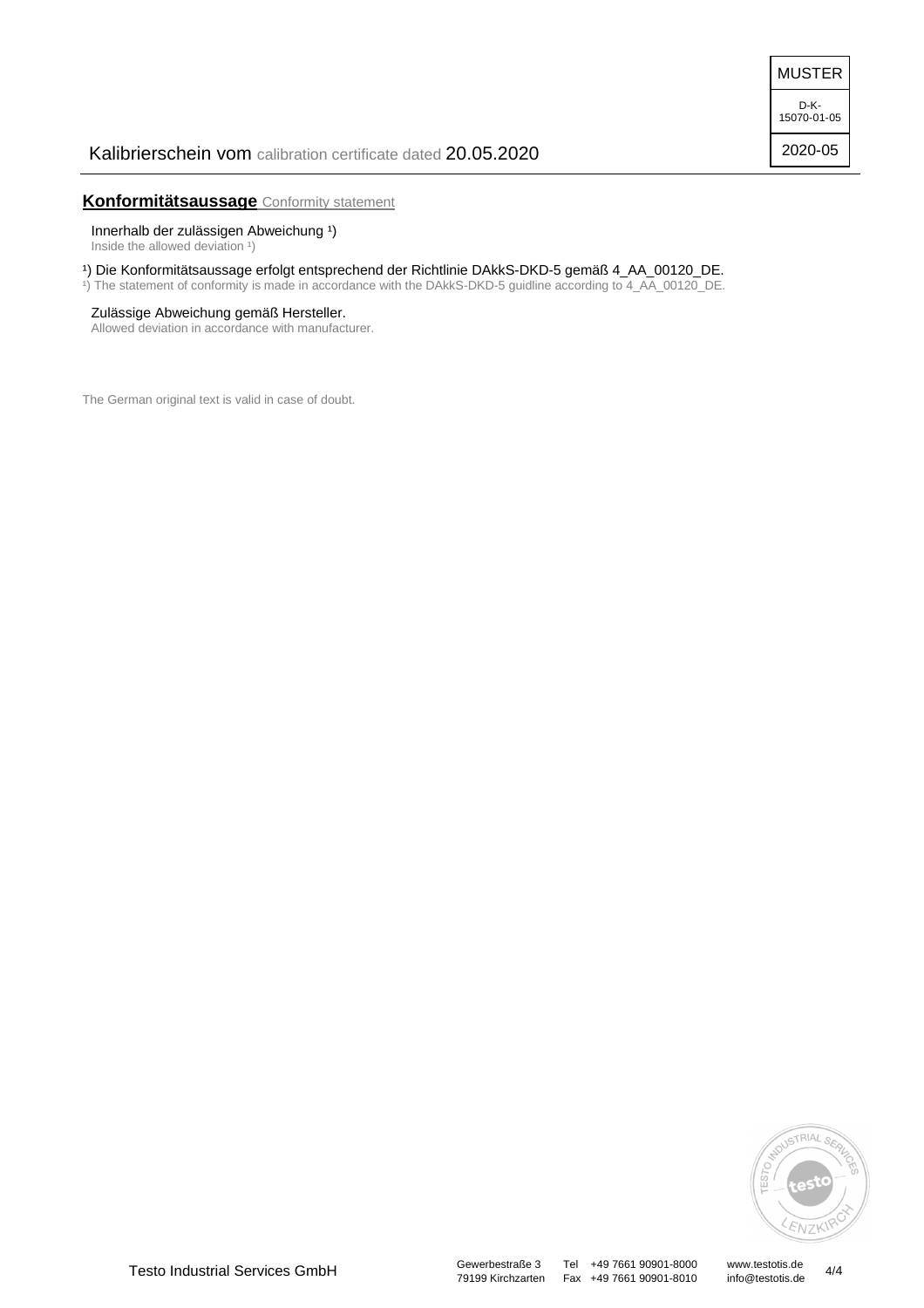Kalibrierschein vom calibration certificate dated 20.05.2020

MUSTER

D-K-
15070-01-05

2020-05

## Konformitätsaussage Conformity statement

Innerhalb der zulässigen Abweichung [1])
Inside the allowed deviation [1])

[1]) Die Konformitätsaussage erfolgt entsprechend der Richtlinie DAkkS-DKD-5 gemäß 4_AA_00120_DE.
[1]) The statement of conformity is made in accordance with the DAkkS-DKD-5 guidline according to 4_AA_00120_DE.

Zulässige Abweichung gemäß Hersteller.
Allowed deviation in accordance with manufacturer.

The German original text is valid in case of doubt.

Testo Industrial Services GmbH

Gewerbestraße 3
79199 Kirchzarten

Tel +49 7661 90901-8000
Fax +49 7661 90901-8010

www.testotis.de
info@testotis.de